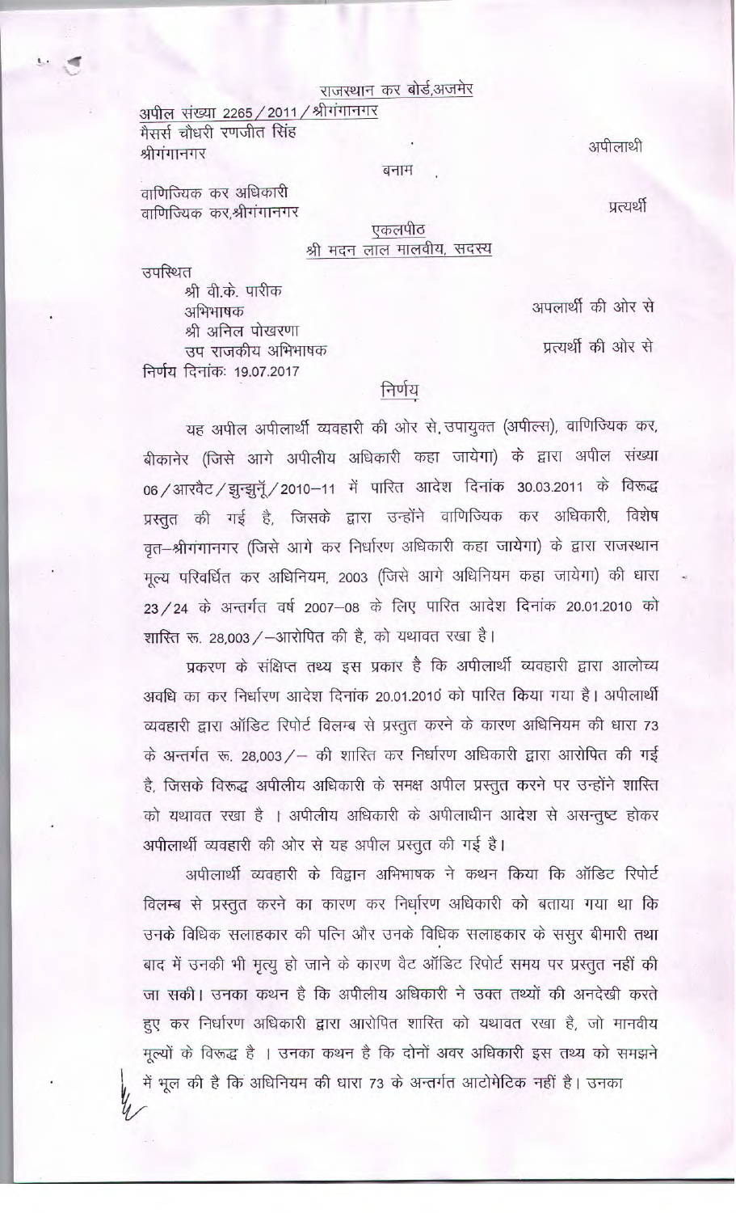राजस्थान कर बोर्ड,अजमेर

अपील संख्या 2265 / 2011 / श्रीगंगानगर

मैसर्स चौधरी रणजीत सिंह
श्रीगंगानगर

अपीलार्थी

बनाम

वाणिज्यिक कर अधिकारी
वाणिज्यिक कर,श्रीगंगानगर

प्रत्यर्थी

एकलपीठ

श्री मदन लाल मालवीय, सदस्य

उपस्थित

श्री वी.के. पारीक
अभिभाषक — अपलार्थी की ओर से

श्री अनिल पोखरणा
उप राजकीय अभिभाषक — प्रत्यर्थी की ओर से

निर्णय दिनांकः 19.07.2017

## निर्णय

यह अपील अपीलार्थी व्यवहारी की ओर से, उपायुक्त (अपील्स), वाणिज्यिक कर, बीकानेर (जिसे आगे अपीलीय अधिकारी कहा जायेगा) के द्वारा अपील संख्या 06 / आरवैट / झुन्झुनूं / 2010–11 में पारित आदेश दिनांक 30.03.2011 के विरूद्ध प्रस्तुत की गई है, जिसके द्वारा उन्होंने वाणिज्यिक कर अधिकारी, विशेष वृत–श्रीगंगानगर (जिसे आगे कर निर्धारण अधिकारी कहा जायेगा) के द्वारा राजस्थान मूल्य परिवर्धित कर अधिनियम, 2003 (जिसे आगे अधिनियम कहा जायेगा) की धारा 23 / 24 के अन्तर्गत वर्ष 2007–08 के लिए पारित आदेश दिनांक 20.01.2010 को शास्ति रू. 28,003 / –आरोपित की है, को यथावत रखा है।

प्रकरण के संक्षिप्त तथ्य इस प्रकार है कि अपीलार्थी व्यवहारी द्वारा आलोच्य अवधि का कर निर्धारण आदेश दिनांक 20.01.2010 को पारित किया गया है। अपीलार्थी व्यवहारी द्वारा ऑडिट रिपोर्ट विलम्ब से प्रस्तुत करने के कारण अधिनियम की धारा 73 के अन्तर्गत रू. 28,003 / – की शास्ति कर निर्धारण अधिकारी द्वारा आरोपित की गई है, जिसके विरूद्ध अपीलीय अधिकारी के समक्ष अपील प्रस्तुत करने पर उन्होंने शास्ति को यथावत रखा है । अपीलीय अधिकारी के अपीलाधीन आदेश से असन्तुष्ट होकर अपीलार्थी व्यवहारी की ओर से यह अपील प्रस्तुत की गई है।

अपीलार्थी व्यवहारी के विद्वान अभिभाषक ने कथन किया कि ऑडिट रिपोर्ट विलम्ब से प्रस्तुत करने का कारण कर निर्धारण अधिकारी को बताया गया था कि उनके विधिक सलाहकार की पत्नि और उनके विधिक सलाहकार के ससुर बीमारी तथा बाद में उनकी भी मृत्यु हो जाने के कारण वैट ऑडिट रिपोर्ट समय पर प्रस्तुत नहीं की जा सकी। उनका कथन है कि अपीलीय अधिकारी ने उक्त तथ्यों की अनदेखी करते हुए कर निर्धारण अधिकारी द्वारा आरोपित शास्ति को यथावत रखा है, जो मानवीय मूल्यों के विरूद्ध है । उनका कथन है कि दोनों अवर अधिकारी इस तथ्य को समझने में भूल की है कि अधिनियम की धारा 73 के अन्तर्गत आटोमेटिक नहीं है। उनका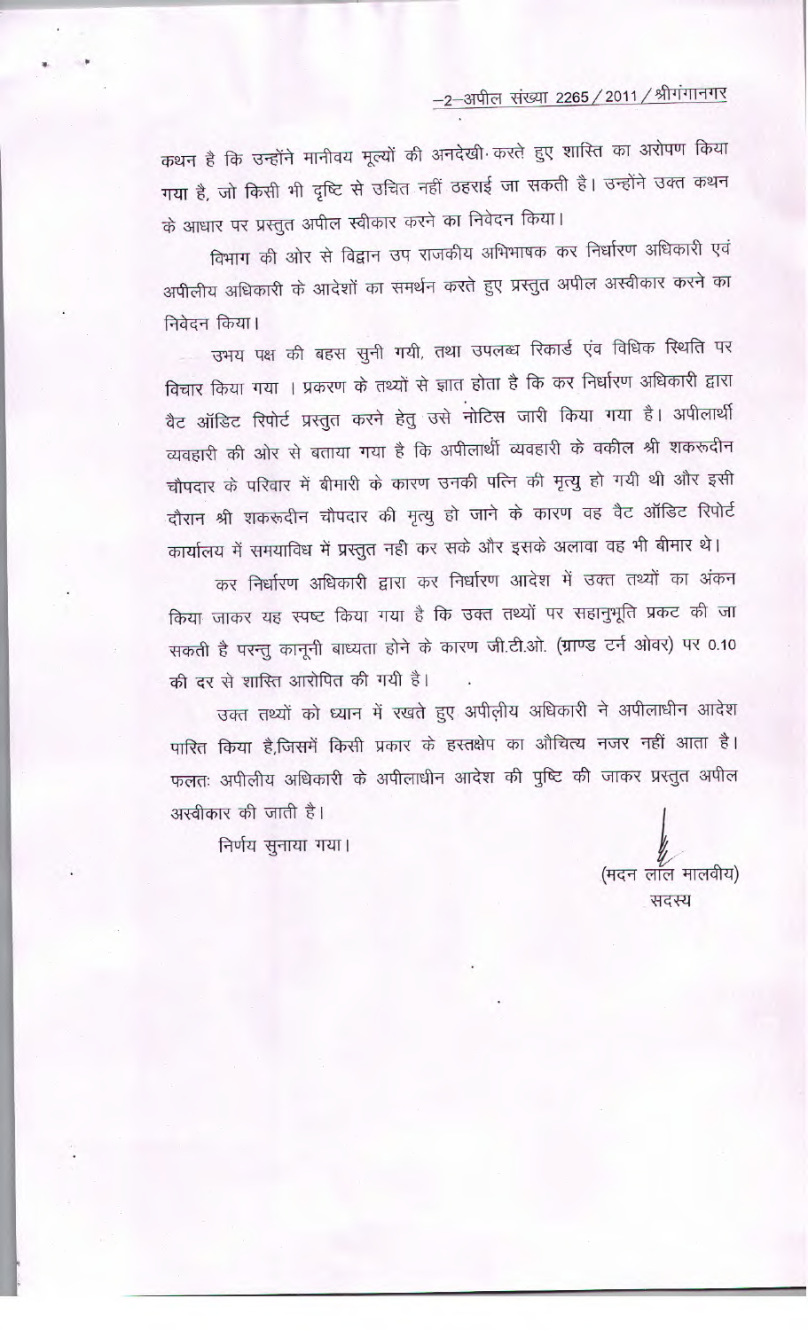कथन है कि उन्होंने मानीवय मूल्यों की अनदेखी करते हुए शास्ति का अरोपण किया गया है, जो किसी भी दृष्टि से उचित नहीं ठहराई जा सकती है। उन्होंने उक्त कथन के आधार पर प्रस्तुत अपील स्वीकार करने का निवेदन किया।

विभाग की ओर से विद्वान उप राजकीय अभिभाषक कर निर्धारण अधिकारी एवं अपीलीय अधिकारी के आदेशों का समर्थन करते हुए प्रस्तुत अपील अस्वीकार करने का निवेदन किया।

उभय पक्ष की बहस सुनी गयी, तथा उपलब्ध रिकार्ड एंव विधिक स्थिति पर विचार किया गया । प्रकरण के तथ्यों से ज्ञात होता है कि कर निर्धारण अधिकारी द्वारा वैट ऑडिट रिपोर्ट प्रस्तुत करने हेतु उसे नोटिस जारी किया गया है। अपीलार्थी व्यवहारी की ओर से बताया गया है कि अपीलार्थी व्यवहारी के वकील श्री शकरूदीन चौपदार के परिवार में बीमारी के कारण उनकी पत्नि की मृत्यु हो गयी थी और इसी दौरान श्री शकरूदीन चौपदार की मृत्यु हो जाने के कारण वह वैट ऑडिट रिपोर्ट कार्यालय में समयावधि में प्रस्तुत नही कर सके और इसके अलावा वह भी बीमार थे।

कर निर्धारण अधिकारी द्वारा कर निर्धारण आदेश में उक्त तथ्यों का अंकन किया जाकर यह स्पष्ट किया गया है कि उक्त तथ्यों पर सहानुभूति प्रकट की जा सकती है परन्तु कानूनी बाध्यता होने के कारण जी.टी.ओ. (ग्राण्ड टर्न ओवर) पर 0.10 की दर से शास्ति आरोपित की गयी है।

उक्त तथ्यों को ध्यान में रखते हुए अपीलीय अधिकारी ने अपीलाधीन आदेश पारित किया है,जिसमें किसी प्रकार के हस्तक्षेप का औचित्य नजर नहीं आता है। फलतः अपीलीय अधिकारी के अपीलाधीन आदेश की पुष्टि की जाकर प्रस्तुत अपील अस्वीकार की जाती है।

निर्णय सुनाया गया।

(मदन लाल मालवीय)
सदस्य